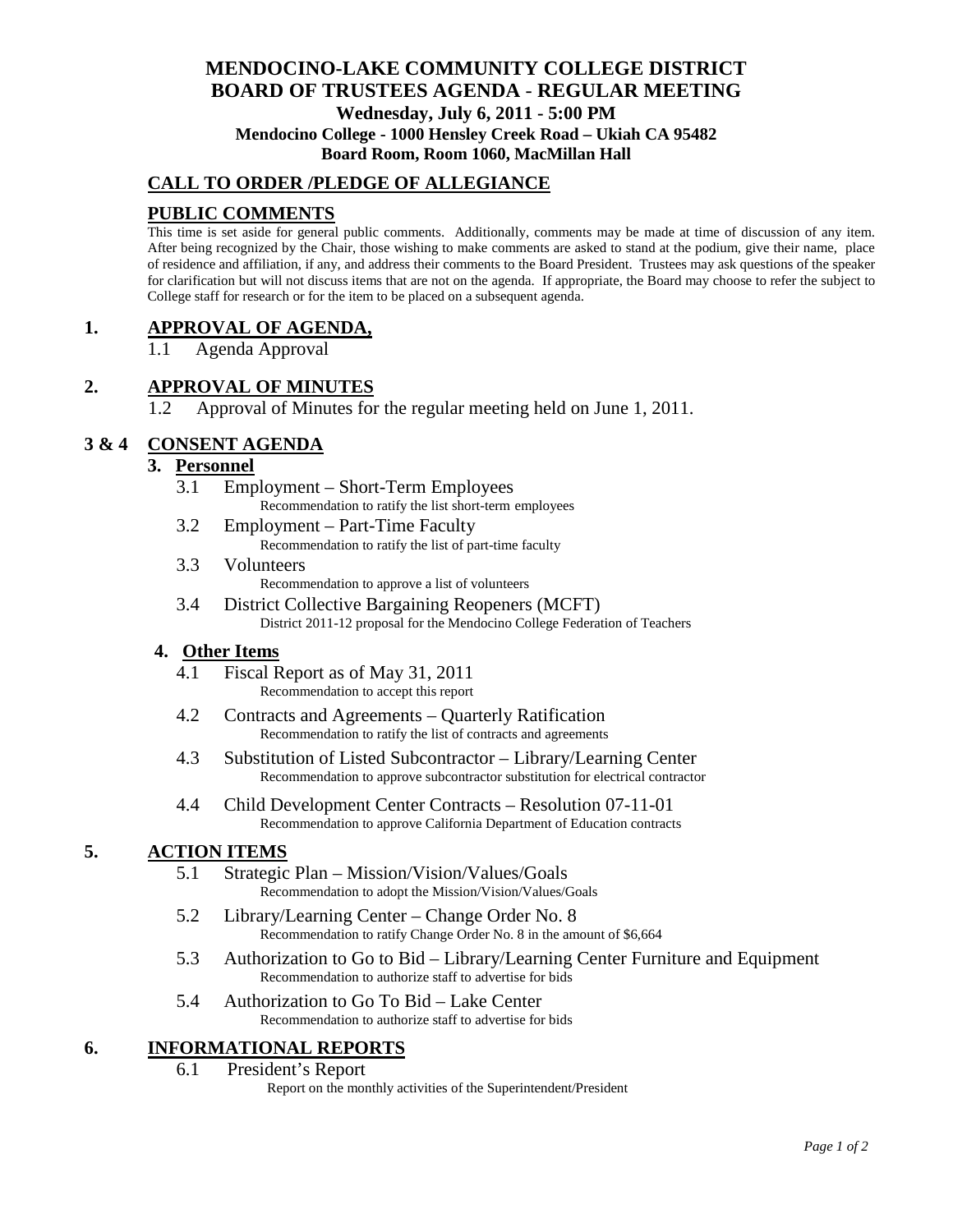# MENDOCINO-LAKE COMMUNITY COLLEGE DISTRICT
# BOARD OF TRUSTEES AGENDA - REGULAR MEETING

**Wednesday, July 6, 2011 - 5:00 PM**

**Mendocino College - 1000 Hensley Creek Road – Ukiah CA 95482**

**Board Room, Room 1060, MacMillan Hall**

## CALL TO ORDER /PLEDGE OF ALLEGIANCE

## PUBLIC COMMENTS

This time is set aside for general public comments. Additionally, comments may be made at time of discussion of any item. After being recognized by the Chair, those wishing to make comments are asked to stand at the podium, give their name, place of residence and affiliation, if any, and address their comments to the Board President. Trustees may ask questions of the speaker for clarification but will not discuss items that are not on the agenda. If appropriate, the Board may choose to refer the subject to College staff for research or for the item to be placed on a subsequent agenda.

## 1. APPROVAL OF AGENDA,

1.1 Agenda Approval

## 2. APPROVAL OF MINUTES

1.2 Approval of Minutes for the regular meeting held on June 1, 2011.

## 3 & 4 CONSENT AGENDA

### 3. Personnel

3.1 Employment – Short-Term Employees
Recommendation to ratify the list short-term employees

3.2 Employment – Part-Time Faculty
Recommendation to ratify the list of part-time faculty

3.3 Volunteers
Recommendation to approve a list of volunteers

3.4 District Collective Bargaining Reopeners (MCFT)
District 2011-12 proposal for the Mendocino College Federation of Teachers

### 4. Other Items

4.1 Fiscal Report as of May 31, 2011
Recommendation to accept this report

4.2 Contracts and Agreements – Quarterly Ratification
Recommendation to ratify the list of contracts and agreements

4.3 Substitution of Listed Subcontractor – Library/Learning Center
Recommendation to approve subcontractor substitution for electrical contractor

4.4 Child Development Center Contracts – Resolution 07-11-01
Recommendation to approve California Department of Education contracts

## 5. ACTION ITEMS

5.1 Strategic Plan – Mission/Vision/Values/Goals
Recommendation to adopt the Mission/Vision/Values/Goals

5.2 Library/Learning Center – Change Order No. 8
Recommendation to ratify Change Order No. 8 in the amount of $6,664

5.3 Authorization to Go to Bid – Library/Learning Center Furniture and Equipment
Recommendation to authorize staff to advertise for bids

5.4 Authorization to Go To Bid – Lake Center
Recommendation to authorize staff to advertise for bids

## 6. INFORMATIONAL REPORTS

6.1 President's Report
Report on the monthly activities of the Superintendent/President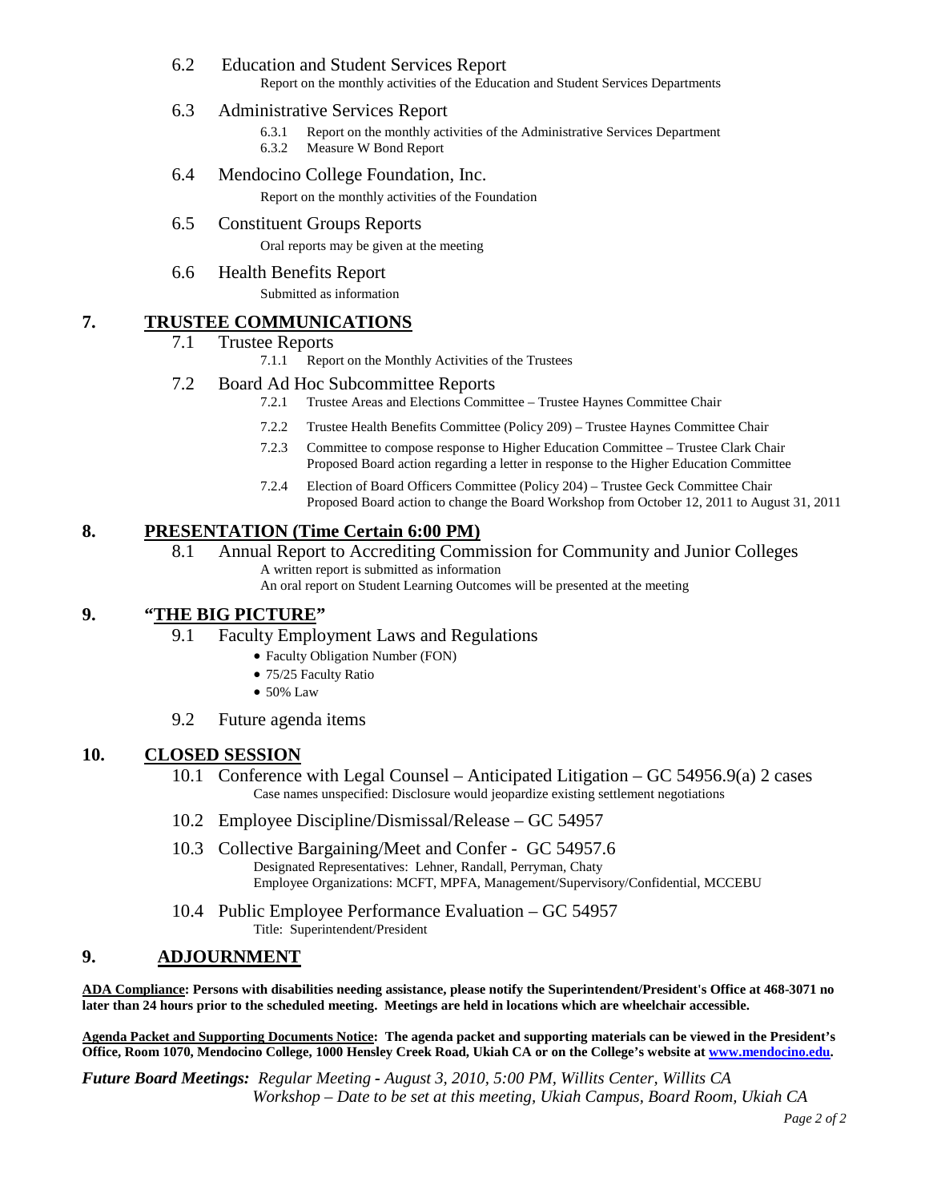6.2 Education and Student Services Report

Report on the monthly activities of the Education and Student Services Departments

6.3 Administrative Services Report

6.3.1 Report on the monthly activities of the Administrative Services Department

6.3.2 Measure W Bond Report

6.4 Mendocino College Foundation, Inc.

Report on the monthly activities of the Foundation

6.5 Constituent Groups Reports

Oral reports may be given at the meeting

6.6 Health Benefits Report

Submitted as information

## 7. TRUSTEE COMMUNICATIONS

7.1 Trustee Reports

7.1.1 Report on the Monthly Activities of the Trustees

7.2 Board Ad Hoc Subcommittee Reports

7.2.1 Trustee Areas and Elections Committee – Trustee Haynes Committee Chair

7.2.2 Trustee Health Benefits Committee (Policy 209) – Trustee Haynes Committee Chair

7.2.3 Committee to compose response to Higher Education Committee – Trustee Clark Chair
Proposed Board action regarding a letter in response to the Higher Education Committee

7.2.4 Election of Board Officers Committee (Policy 204) – Trustee Geck Committee Chair
Proposed Board action to change the Board Workshop from October 12, 2011 to August 31, 2011

## 8. PRESENTATION (Time Certain 6:00 PM)

8.1 Annual Report to Accrediting Commission for Community and Junior Colleges

A written report is submitted as information

An oral report on Student Learning Outcomes will be presented at the meeting

## 9. "THE BIG PICTURE"

9.1 Faculty Employment Laws and Regulations

- Faculty Obligation Number (FON)
- 75/25 Faculty Ratio
- 50% Law

9.2 Future agenda items

## 10. CLOSED SESSION

10.1 Conference with Legal Counsel – Anticipated Litigation – GC 54956.9(a) 2 cases

Case names unspecified: Disclosure would jeopardize existing settlement negotiations

10.2 Employee Discipline/Dismissal/Release – GC 54957

10.3 Collective Bargaining/Meet and Confer - GC 54957.6

Designated Representatives: Lehner, Randall, Perryman, Chaty

Employee Organizations: MCFT, MPFA, Management/Supervisory/Confidential, MCCEBU

10.4 Public Employee Performance Evaluation – GC 54957

Title: Superintendent/President

## 9. ADJOURNMENT

**ADA Compliance: Persons with disabilities needing assistance, please notify the Superintendent/President's Office at 468-3071 no later than 24 hours prior to the scheduled meeting. Meetings are held in locations which are wheelchair accessible.**

**Agenda Packet and Supporting Documents Notice: The agenda packet and supporting materials can be viewed in the President's Office, Room 1070, Mendocino College, 1000 Hensley Creek Road, Ukiah CA or on the College's website at www.mendocino.edu.**

***Future Board Meetings:*** *Regular Meeting - August 3, 2010, 5:00 PM, Willits Center, Willits CA*
*Workshop – Date to be set at this meeting, Ukiah Campus, Board Room, Ukiah CA*